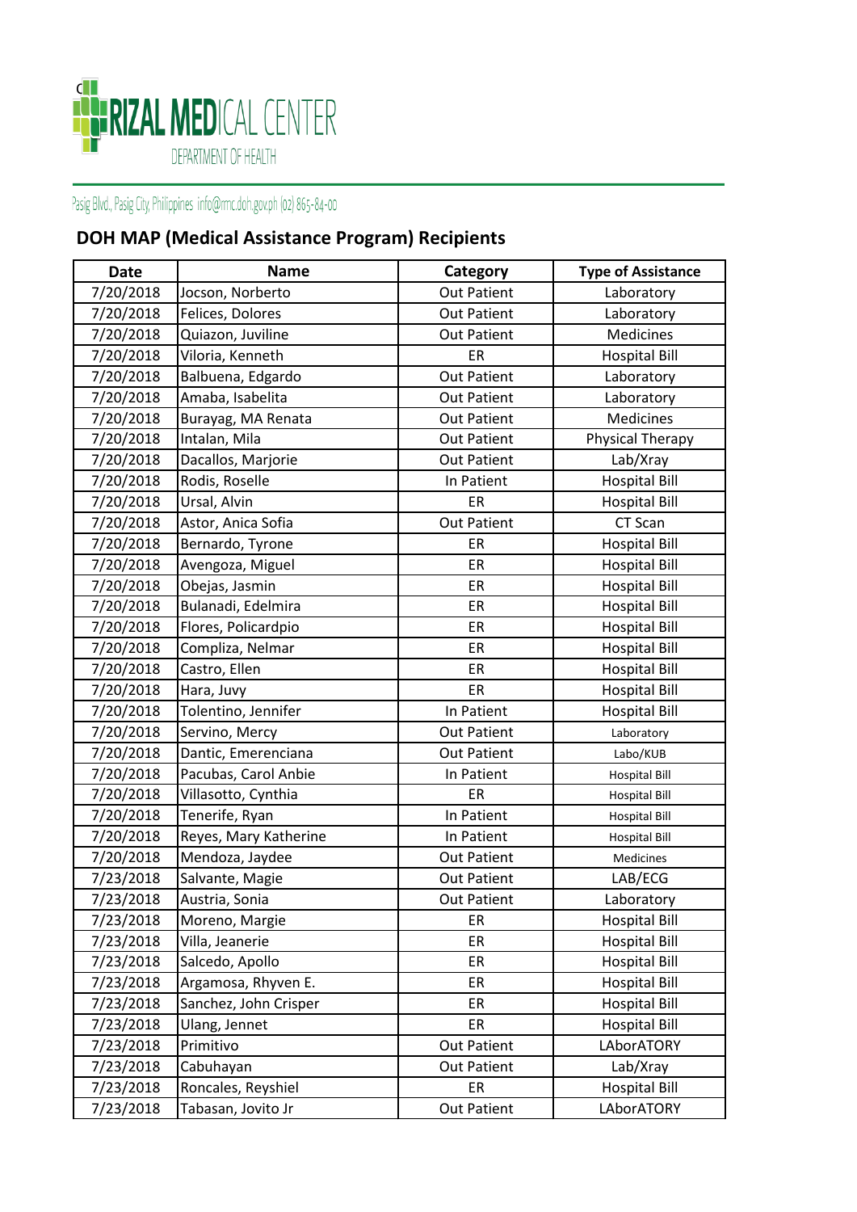RIZAL MEDICAL CENTER
DEPARTMENT OF HEALTH

Pasig Blvd., Pasig City, Philippines info@rmc.doh.gov.ph (02) 865-84-00

## DOH MAP (Medical Assistance Program) Recipients

| Date | Name | Category | Type of Assistance |
|---|---|---|---|
| 7/20/2018 | Jocson, Norberto | Out Patient | Laboratory |
| 7/20/2018 | Felices, Dolores | Out Patient | Laboratory |
| 7/20/2018 | Quiazon, Juviline | Out Patient | Medicines |
| 7/20/2018 | Viloria, Kenneth | ER | Hospital Bill |
| 7/20/2018 | Balbuena, Edgardo | Out Patient | Laboratory |
| 7/20/2018 | Amaba, Isabelita | Out Patient | Laboratory |
| 7/20/2018 | Burayag, MA Renata | Out Patient | Medicines |
| 7/20/2018 | Intalan, Mila | Out Patient | Physical Therapy |
| 7/20/2018 | Dacallos, Marjorie | Out Patient | Lab/Xray |
| 7/20/2018 | Rodis, Roselle | In Patient | Hospital Bill |
| 7/20/2018 | Ursal, Alvin | ER | Hospital Bill |
| 7/20/2018 | Astor, Anica Sofia | Out Patient | CT Scan |
| 7/20/2018 | Bernardo, Tyrone | ER | Hospital Bill |
| 7/20/2018 | Avengoza, Miguel | ER | Hospital Bill |
| 7/20/2018 | Obejas, Jasmin | ER | Hospital Bill |
| 7/20/2018 | Bulanadi, Edelmira | ER | Hospital Bill |
| 7/20/2018 | Flores, Policardpio | ER | Hospital Bill |
| 7/20/2018 | Compliza, Nelmar | ER | Hospital Bill |
| 7/20/2018 | Castro, Ellen | ER | Hospital Bill |
| 7/20/2018 | Hara, Juvy | ER | Hospital Bill |
| 7/20/2018 | Tolentino, Jennifer | In Patient | Hospital Bill |
| 7/20/2018 | Servino, Mercy | Out Patient | Laboratory |
| 7/20/2018 | Dantic, Emerenciana | Out Patient | Labo/KUB |
| 7/20/2018 | Pacubas, Carol Anbie | In Patient | Hospital Bill |
| 7/20/2018 | Villasotto, Cynthia | ER | Hospital Bill |
| 7/20/2018 | Tenerife, Ryan | In Patient | Hospital Bill |
| 7/20/2018 | Reyes, Mary Katherine | In Patient | Hospital Bill |
| 7/20/2018 | Mendoza, Jaydee | Out Patient | Medicines |
| 7/23/2018 | Salvante, Magie | Out Patient | LAB/ECG |
| 7/23/2018 | Austria, Sonia | Out Patient | Laboratory |
| 7/23/2018 | Moreno, Margie | ER | Hospital Bill |
| 7/23/2018 | Villa, Jeanerie | ER | Hospital Bill |
| 7/23/2018 | Salcedo, Apollo | ER | Hospital Bill |
| 7/23/2018 | Argamosa, Rhyven E. | ER | Hospital Bill |
| 7/23/2018 | Sanchez, John Crisper | ER | Hospital Bill |
| 7/23/2018 | Ulang, Jennet | ER | Hospital Bill |
| 7/23/2018 | Primitivo | Out Patient | LAborATORY |
| 7/23/2018 | Cabuhayan | Out Patient | Lab/Xray |
| 7/23/2018 | Roncales, Reyshiel | ER | Hospital Bill |
| 7/23/2018 | Tabasan, Jovito Jr | Out Patient | LAborATORY |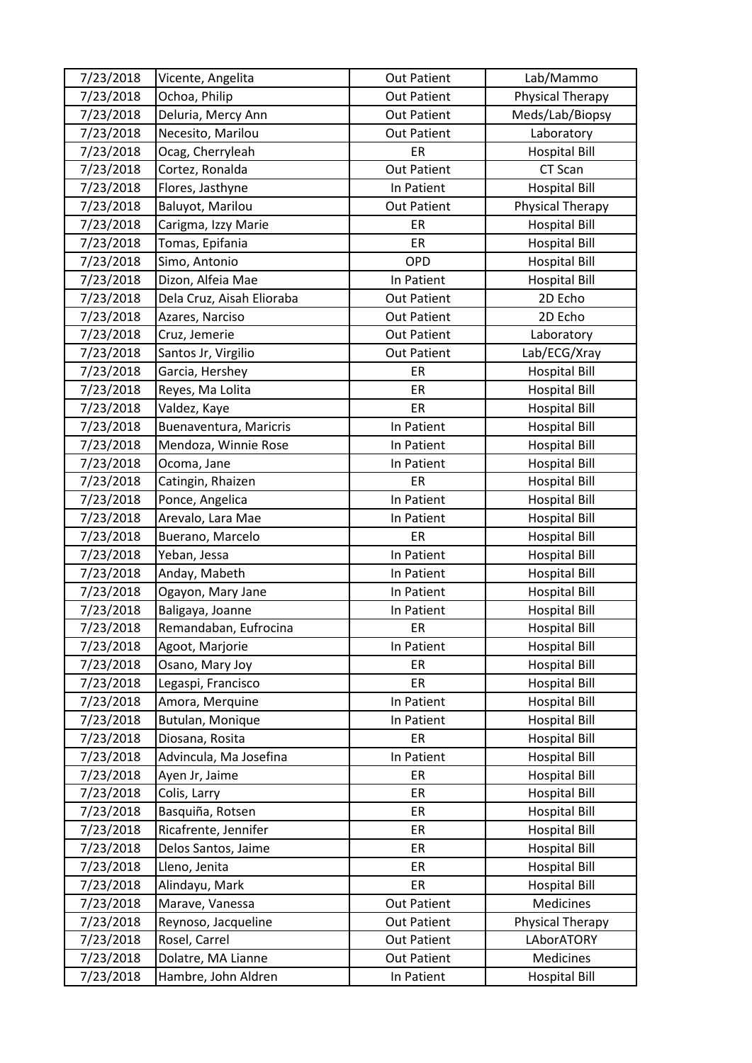| 7/23/2018 | Vicente, Angelita | Out Patient | Lab/Mammo |
|---|---|---|---|
| 7/23/2018 | Ochoa, Philip | Out Patient | Physical Therapy |
| 7/23/2018 | Deluria, Mercy Ann | Out Patient | Meds/Lab/Biopsy |
| 7/23/2018 | Necesito, Marilou | Out Patient | Laboratory |
| 7/23/2018 | Ocag, Cherryleah | ER | Hospital Bill |
| 7/23/2018 | Cortez, Ronalda | Out Patient | CT Scan |
| 7/23/2018 | Flores, Jasthyne | In Patient | Hospital Bill |
| 7/23/2018 | Baluyot, Marilou | Out Patient | Physical Therapy |
| 7/23/2018 | Carigma, Izzy Marie | ER | Hospital Bill |
| 7/23/2018 | Tomas, Epifania | ER | Hospital Bill |
| 7/23/2018 | Simo, Antonio | OPD | Hospital Bill |
| 7/23/2018 | Dizon, Alfeia Mae | In Patient | Hospital Bill |
| 7/23/2018 | Dela Cruz, Aisah Elioraba | Out Patient | 2D Echo |
| 7/23/2018 | Azares, Narciso | Out Patient | 2D Echo |
| 7/23/2018 | Cruz, Jemerie | Out Patient | Laboratory |
| 7/23/2018 | Santos Jr, Virgilio | Out Patient | Lab/ECG/Xray |
| 7/23/2018 | Garcia, Hershey | ER | Hospital Bill |
| 7/23/2018 | Reyes, Ma Lolita | ER | Hospital Bill |
| 7/23/2018 | Valdez, Kaye | ER | Hospital Bill |
| 7/23/2018 | Buenaventura, Maricris | In Patient | Hospital Bill |
| 7/23/2018 | Mendoza, Winnie Rose | In Patient | Hospital Bill |
| 7/23/2018 | Ocoma, Jane | In Patient | Hospital Bill |
| 7/23/2018 | Catingin, Rhaizen | ER | Hospital Bill |
| 7/23/2018 | Ponce, Angelica | In Patient | Hospital Bill |
| 7/23/2018 | Arevalo, Lara Mae | In Patient | Hospital Bill |
| 7/23/2018 | Buerano, Marcelo | ER | Hospital Bill |
| 7/23/2018 | Yeban, Jessa | In Patient | Hospital Bill |
| 7/23/2018 | Anday, Mabeth | In Patient | Hospital Bill |
| 7/23/2018 | Ogayon, Mary Jane | In Patient | Hospital Bill |
| 7/23/2018 | Baligaya, Joanne | In Patient | Hospital Bill |
| 7/23/2018 | Remandaban, Eufrocina | ER | Hospital Bill |
| 7/23/2018 | Agoot, Marjorie | In Patient | Hospital Bill |
| 7/23/2018 | Osano, Mary Joy | ER | Hospital Bill |
| 7/23/2018 | Legaspi, Francisco | ER | Hospital Bill |
| 7/23/2018 | Amora, Merquine | In Patient | Hospital Bill |
| 7/23/2018 | Butulan, Monique | In Patient | Hospital Bill |
| 7/23/2018 | Diosana, Rosita | ER | Hospital Bill |
| 7/23/2018 | Advincula, Ma Josefina | In Patient | Hospital Bill |
| 7/23/2018 | Ayen Jr, Jaime | ER | Hospital Bill |
| 7/23/2018 | Colis, Larry | ER | Hospital Bill |
| 7/23/2018 | Basquiña, Rotsen | ER | Hospital Bill |
| 7/23/2018 | Ricafrente, Jennifer | ER | Hospital Bill |
| 7/23/2018 | Delos Santos, Jaime | ER | Hospital Bill |
| 7/23/2018 | Lleno, Jenita | ER | Hospital Bill |
| 7/23/2018 | Alindayu, Mark | ER | Hospital Bill |
| 7/23/2018 | Marave, Vanessa | Out Patient | Medicines |
| 7/23/2018 | Reynoso, Jacqueline | Out Patient | Physical Therapy |
| 7/23/2018 | Rosel, Carrel | Out Patient | LAborATORY |
| 7/23/2018 | Dolatre, MA Lianne | Out Patient | Medicines |
| 7/23/2018 | Hambre, John Aldren | In Patient | Hospital Bill |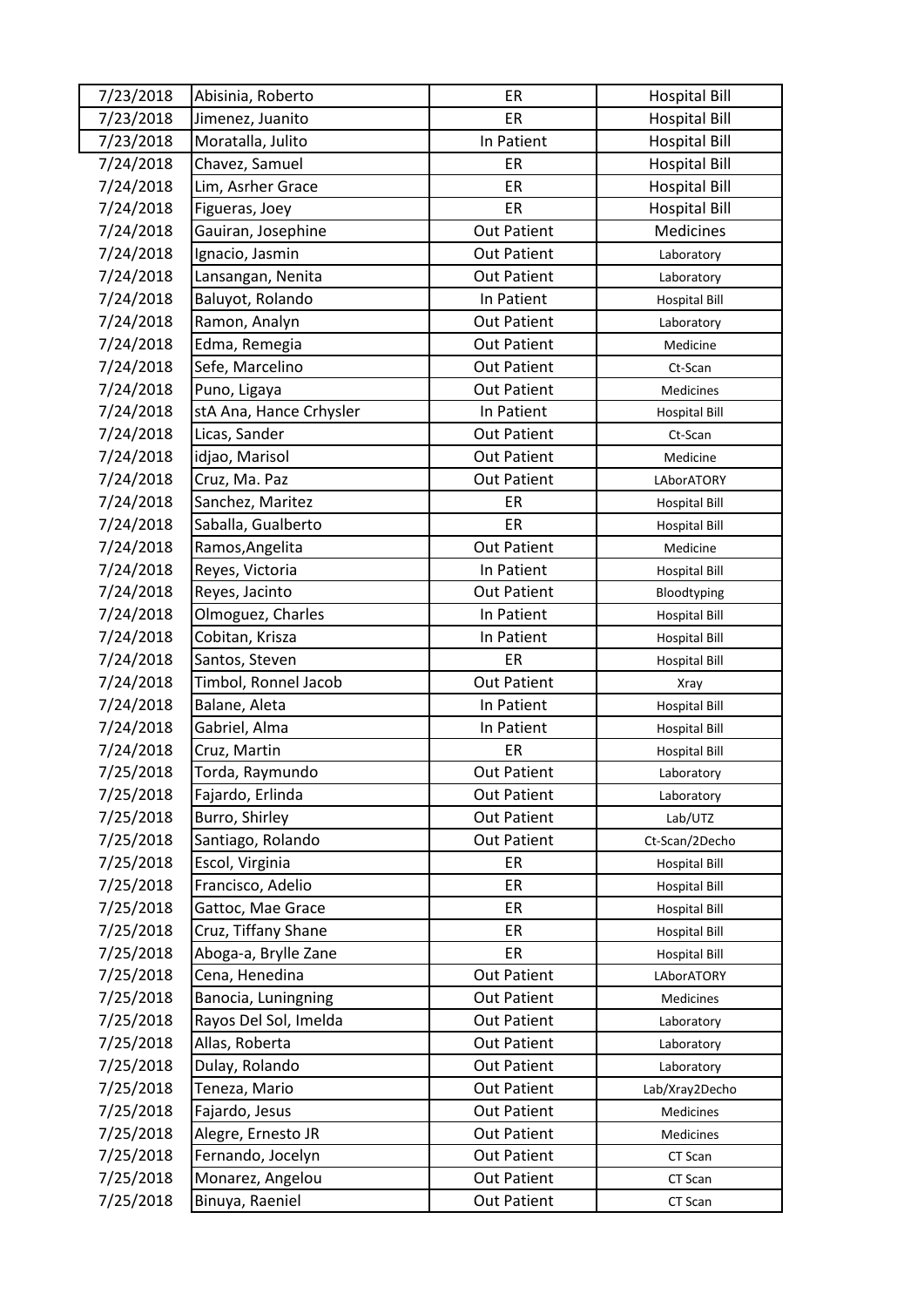| | | | |
|---|---|---|---|
| 7/23/2018 | Abisinia, Roberto | ER | Hospital Bill |
| 7/23/2018 | Jimenez, Juanito | ER | Hospital Bill |
| 7/23/2018 | Moratalla, Julito | In Patient | Hospital Bill |
| 7/24/2018 | Chavez, Samuel | ER | Hospital Bill |
| 7/24/2018 | Lim, Asrher Grace | ER | Hospital Bill |
| 7/24/2018 | Figueras, Joey | ER | Hospital Bill |
| 7/24/2018 | Gauiran, Josephine | Out Patient | Medicines |
| 7/24/2018 | Ignacio, Jasmin | Out Patient | Laboratory |
| 7/24/2018 | Lansangan, Nenita | Out Patient | Laboratory |
| 7/24/2018 | Baluyot, Rolando | In Patient | Hospital Bill |
| 7/24/2018 | Ramon, Analyn | Out Patient | Laboratory |
| 7/24/2018 | Edma, Remegia | Out Patient | Medicine |
| 7/24/2018 | Sefe, Marcelino | Out Patient | Ct-Scan |
| 7/24/2018 | Puno, Ligaya | Out Patient | Medicines |
| 7/24/2018 | stA Ana, Hance Crhysler | In Patient | Hospital Bill |
| 7/24/2018 | Licas, Sander | Out Patient | Ct-Scan |
| 7/24/2018 | idjao, Marisol | Out Patient | Medicine |
| 7/24/2018 | Cruz, Ma. Paz | Out Patient | LAborATORY |
| 7/24/2018 | Sanchez, Maritez | ER | Hospital Bill |
| 7/24/2018 | Saballa, Gualberto | ER | Hospital Bill |
| 7/24/2018 | Ramos,Angelita | Out Patient | Medicine |
| 7/24/2018 | Reyes, Victoria | In Patient | Hospital Bill |
| 7/24/2018 | Reyes, Jacinto | Out Patient | Bloodtyping |
| 7/24/2018 | Olmoguez, Charles | In Patient | Hospital Bill |
| 7/24/2018 | Cobitan, Krisza | In Patient | Hospital Bill |
| 7/24/2018 | Santos, Steven | ER | Hospital Bill |
| 7/24/2018 | Timbol, Ronnel Jacob | Out Patient | Xray |
| 7/24/2018 | Balane, Aleta | In Patient | Hospital Bill |
| 7/24/2018 | Gabriel, Alma | In Patient | Hospital Bill |
| 7/24/2018 | Cruz, Martin | ER | Hospital Bill |
| 7/25/2018 | Torda, Raymundo | Out Patient | Laboratory |
| 7/25/2018 | Fajardo, Erlinda | Out Patient | Laboratory |
| 7/25/2018 | Burro, Shirley | Out Patient | Lab/UTZ |
| 7/25/2018 | Santiago, Rolando | Out Patient | Ct-Scan/2Decho |
| 7/25/2018 | Escol, Virginia | ER | Hospital Bill |
| 7/25/2018 | Francisco, Adelio | ER | Hospital Bill |
| 7/25/2018 | Gattoc, Mae Grace | ER | Hospital Bill |
| 7/25/2018 | Cruz, Tiffany Shane | ER | Hospital Bill |
| 7/25/2018 | Aboga-a, Brylle Zane | ER | Hospital Bill |
| 7/25/2018 | Cena, Henedina | Out Patient | LAborATORY |
| 7/25/2018 | Banocia, Luningning | Out Patient | Medicines |
| 7/25/2018 | Rayos Del Sol, Imelda | Out Patient | Laboratory |
| 7/25/2018 | Allas, Roberta | Out Patient | Laboratory |
| 7/25/2018 | Dulay, Rolando | Out Patient | Laboratory |
| 7/25/2018 | Teneza, Mario | Out Patient | Lab/Xray2Decho |
| 7/25/2018 | Fajardo, Jesus | Out Patient | Medicines |
| 7/25/2018 | Alegre, Ernesto JR | Out Patient | Medicines |
| 7/25/2018 | Fernando, Jocelyn | Out Patient | CT Scan |
| 7/25/2018 | Monarez, Angelou | Out Patient | CT Scan |
| 7/25/2018 | Binuya, Raeniel | Out Patient | CT Scan |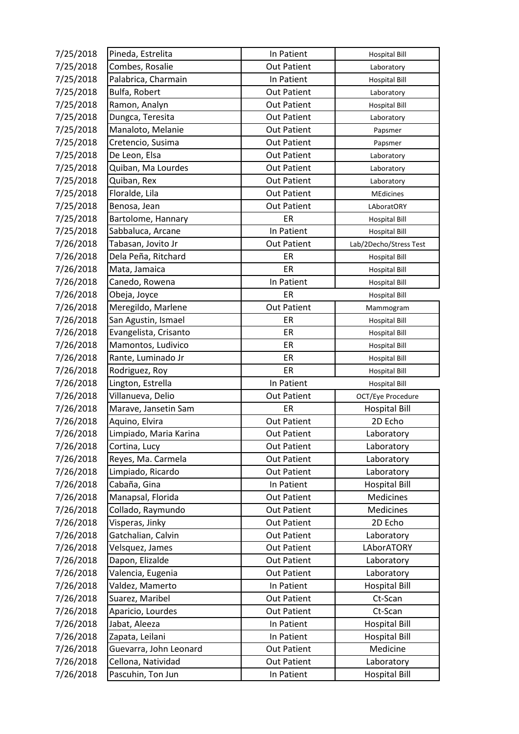| | | | |
|---|---|---|---|
| 7/25/2018 | Pineda, Estrelita | In Patient | Hospital Bill |
| 7/25/2018 | Combes, Rosalie | Out Patient | Laboratory |
| 7/25/2018 | Palabrica, Charmain | In Patient | Hospital Bill |
| 7/25/2018 | Bulfa, Robert | Out Patient | Laboratory |
| 7/25/2018 | Ramon, Analyn | Out Patient | Hospital Bill |
| 7/25/2018 | Dungca, Teresita | Out Patient | Laboratory |
| 7/25/2018 | Manaloto, Melanie | Out Patient | Papsmer |
| 7/25/2018 | Cretencio, Susima | Out Patient | Papsmer |
| 7/25/2018 | De Leon, Elsa | Out Patient | Laboratory |
| 7/25/2018 | Quiban, Ma Lourdes | Out Patient | Laboratory |
| 7/25/2018 | Quiban, Rex | Out Patient | Laboratory |
| 7/25/2018 | Floralde, Lila | Out Patient | MEdicines |
| 7/25/2018 | Benosa, Jean | Out Patient | LAboratORY |
| 7/25/2018 | Bartolome, Hannary | ER | Hospital Bill |
| 7/25/2018 | Sabbaluca, Arcane | In Patient | Hospital Bill |
| 7/26/2018 | Tabasan, Jovito Jr | Out Patient | Lab/2Decho/Stress Test |
| 7/26/2018 | Dela Peña, Ritchard | ER | Hospital Bill |
| 7/26/2018 | Mata, Jamaica | ER | Hospital Bill |
| 7/26/2018 | Canedo, Rowena | In Patient | Hospital Bill |
| 7/26/2018 | Obeja, Joyce | ER | Hospital Bill |
| 7/26/2018 | Meregildo, Marlene | Out Patient | Mammogram |
| 7/26/2018 | San Agustin, Ismael | ER | Hospital Bill |
| 7/26/2018 | Evangelista, Crisanto | ER | Hospital Bill |
| 7/26/2018 | Mamontos, Ludivico | ER | Hospital Bill |
| 7/26/2018 | Rante, Luminado Jr | ER | Hospital Bill |
| 7/26/2018 | Rodriguez, Roy | ER | Hospital Bill |
| 7/26/2018 | Lington, Estrella | In Patient | Hospital Bill |
| 7/26/2018 | Villanueva, Delio | Out Patient | OCT/Eye Procedure |
| 7/26/2018 | Marave, Jansetin Sam | ER | Hospital Bill |
| 7/26/2018 | Aquino, Elvira | Out Patient | 2D Echo |
| 7/26/2018 | Limpiado, Maria Karina | Out Patient | Laboratory |
| 7/26/2018 | Cortina, Lucy | Out Patient | Laboratory |
| 7/26/2018 | Reyes, Ma. Carmela | Out Patient | Laboratory |
| 7/26/2018 | Limpiado, Ricardo | Out Patient | Laboratory |
| 7/26/2018 | Cabaña, Gina | In Patient | Hospital Bill |
| 7/26/2018 | Manapsal, Florida | Out Patient | Medicines |
| 7/26/2018 | Collado, Raymundo | Out Patient | Medicines |
| 7/26/2018 | Visperas, Jinky | Out Patient | 2D Echo |
| 7/26/2018 | Gatchalian, Calvin | Out Patient | Laboratory |
| 7/26/2018 | Velsquez, James | Out Patient | LAborATORY |
| 7/26/2018 | Dapon, Elizalde | Out Patient | Laboratory |
| 7/26/2018 | Valencia, Eugenia | Out Patient | Laboratory |
| 7/26/2018 | Valdez, Mamerto | In Patient | Hospital Bill |
| 7/26/2018 | Suarez, Maribel | Out Patient | Ct-Scan |
| 7/26/2018 | Aparicio, Lourdes | Out Patient | Ct-Scan |
| 7/26/2018 | Jabat, Aleeza | In Patient | Hospital Bill |
| 7/26/2018 | Zapata, Leilani | In Patient | Hospital Bill |
| 7/26/2018 | Guevarra, John Leonard | Out Patient | Medicine |
| 7/26/2018 | Cellona, Natividad | Out Patient | Laboratory |
| 7/26/2018 | Pascuhin, Ton Jun | In Patient | Hospital Bill |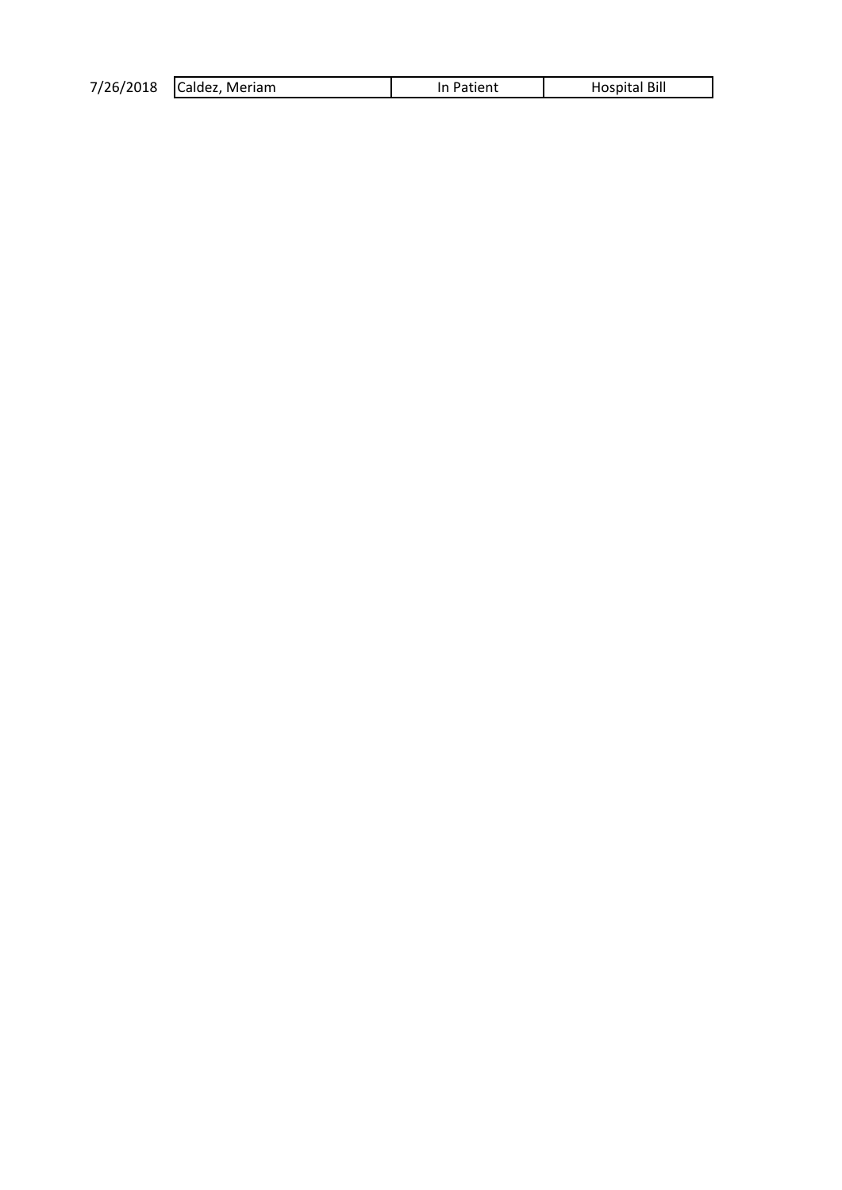| | | | |
|---|---|---|---|
| 7/26/2018 | Caldez, Meriam | In Patient | Hospital Bill |